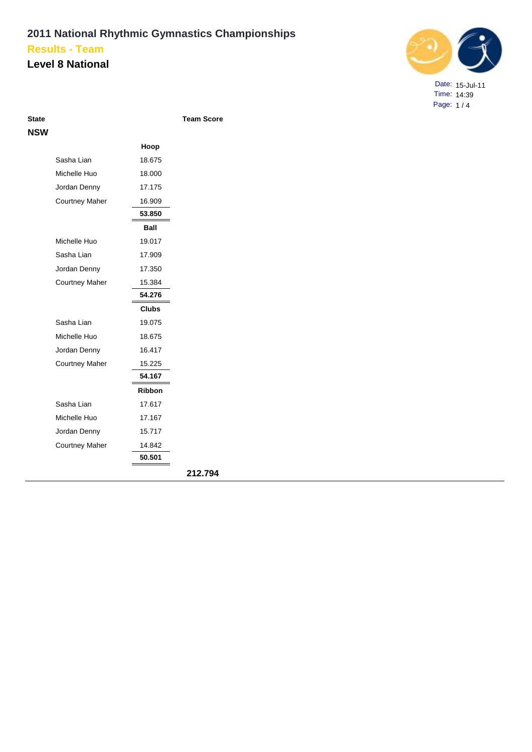# 2011 National Rhythmic Gymnastics Championships

## Results - Team

## Level 8 National

Date: 15-Jul-11
Time: 14:39

| State | | | Team Score |
|---|---|---|---|
| **NSW** | | | |
| | | **Hoop** | |
| | Sasha Lian | 18.675 | |
| | Michelle Huo | 18.000 | |
| | Jordan Denny | 17.175 | |
| | Courtney Maher | 16.909 | |
| | | **53.850** | |
| | | **Ball** | |
| | Michelle Huo | 19.017 | |
| | Sasha Lian | 17.909 | |
| | Jordan Denny | 17.350 | |
| | Courtney Maher | 15.384 | |
| | | **54.276** | |
| | | **Clubs** | |
| | Sasha Lian | 19.075 | |
| | Michelle Huo | 18.675 | |
| | Jordan Denny | 16.417 | |
| | Courtney Maher | 15.225 | |
| | | **54.167** | |
| | | **Ribbon** | |
| | Sasha Lian | 17.617 | |
| | Michelle Huo | 17.167 | |
| | Jordan Denny | 15.717 | |
| | Courtney Maher | 14.842 | |
| | | **50.501** | |
| | | | **212.794** |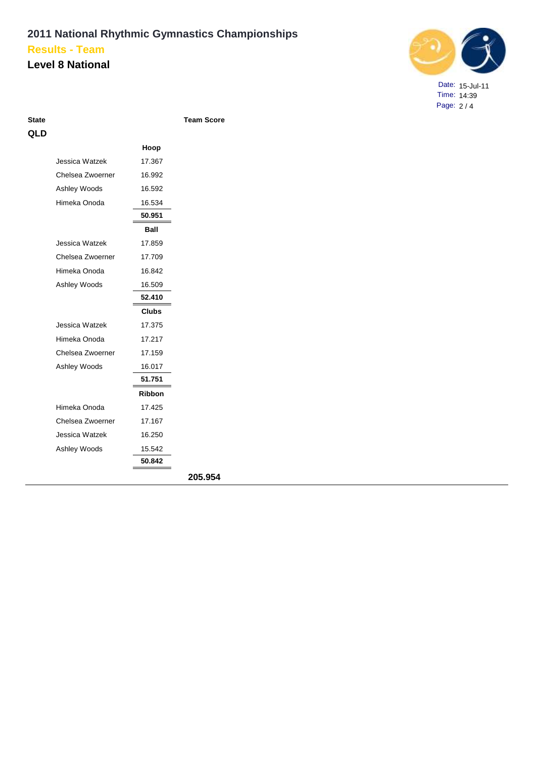# 2011 National Rhythmic Gymnastics Championships

## Results - Team

## Level 8 National

Date: 15-Jul-11
Time: 14:39

| State | | | Team Score |
|---|---|---|---|
| **QLD** | | | |
| | | **Hoop** | |
| | Jessica Watzek | 17.367 | |
| | Chelsea Zwoerner | 16.992 | |
| | Ashley Woods | 16.592 | |
| | Himeka Onoda | 16.534 | |
| | | **50.951** | |
| | | **Ball** | |
| | Jessica Watzek | 17.859 | |
| | Chelsea Zwoerner | 17.709 | |
| | Himeka Onoda | 16.842 | |
| | Ashley Woods | 16.509 | |
| | | **52.410** | |
| | | **Clubs** | |
| | Jessica Watzek | 17.375 | |
| | Himeka Onoda | 17.217 | |
| | Chelsea Zwoerner | 17.159 | |
| | Ashley Woods | 16.017 | |
| | | **51.751** | |
| | | **Ribbon** | |
| | Himeka Onoda | 17.425 | |
| | Chelsea Zwoerner | 17.167 | |
| | Jessica Watzek | 16.250 | |
| | Ashley Woods | 15.542 | |
| | | **50.842** | |
| | | | **205.954** |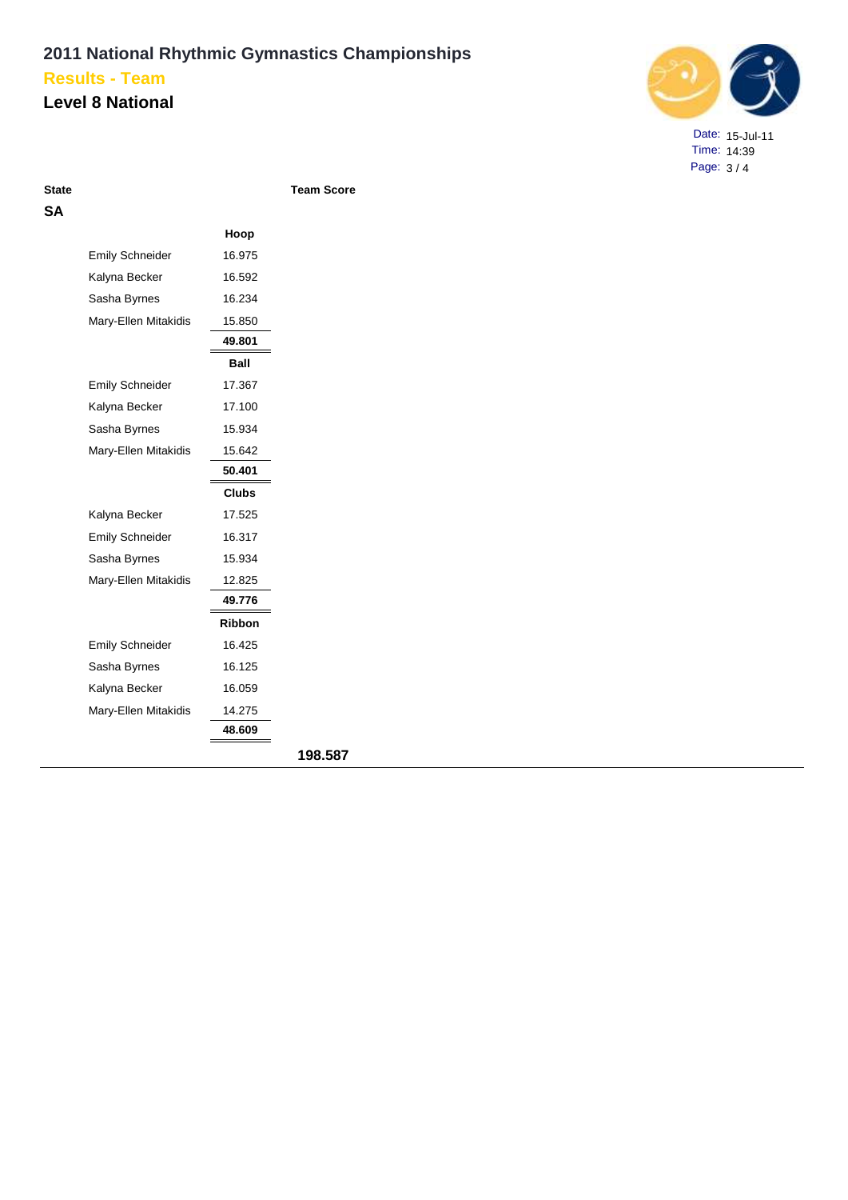# 2011 National Rhythmic Gymnastics Championships

## Results - Team

## Level 8 National

Date: 15-Jul-11
Time: 14:39

| State | | | Team Score |
|---|---|---|---|
| **SA** | | | |
| | | **Hoop** | |
| | Emily Schneider | 16.975 | |
| | Kalyna Becker | 16.592 | |
| | Sasha Byrnes | 16.234 | |
| | Mary-Ellen Mitakidis | 15.850 | |
| | | **49.801** | |
| | | **Ball** | |
| | Emily Schneider | 17.367 | |
| | Kalyna Becker | 17.100 | |
| | Sasha Byrnes | 15.934 | |
| | Mary-Ellen Mitakidis | 15.642 | |
| | | **50.401** | |
| | | **Clubs** | |
| | Kalyna Becker | 17.525 | |
| | Emily Schneider | 16.317 | |
| | Sasha Byrnes | 15.934 | |
| | Mary-Ellen Mitakidis | 12.825 | |
| | | **49.776** | |
| | | **Ribbon** | |
| | Emily Schneider | 16.425 | |
| | Sasha Byrnes | 16.125 | |
| | Kalyna Becker | 16.059 | |
| | Mary-Ellen Mitakidis | 14.275 | |
| | | **48.609** | |
| | | | **198.587** |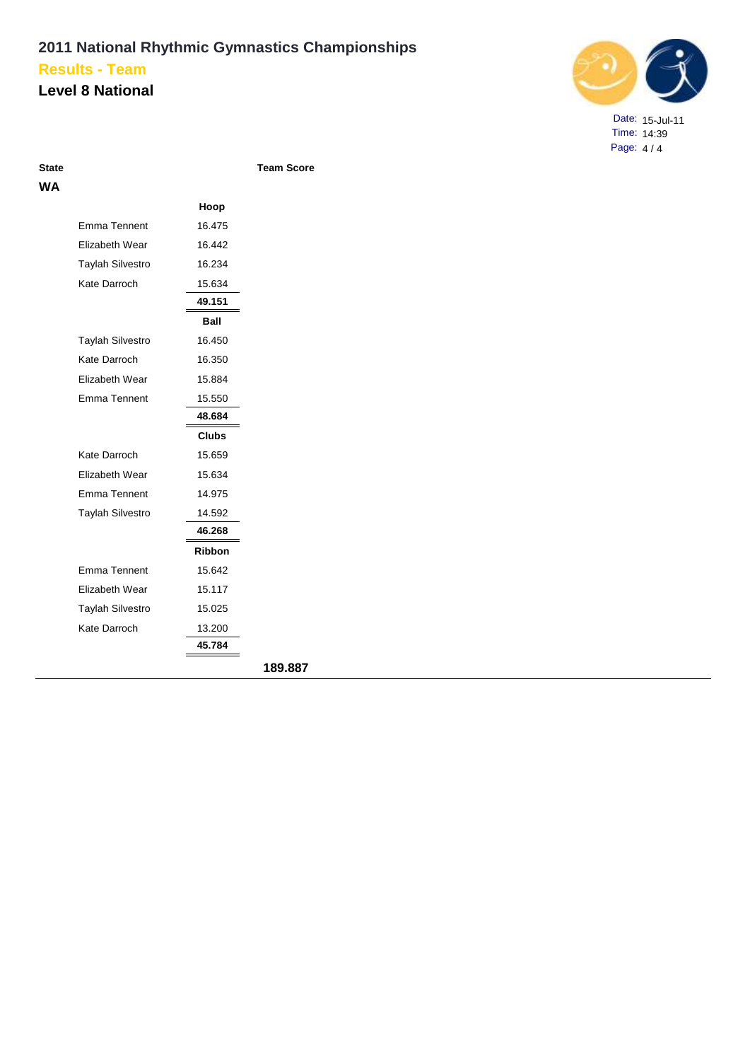# 2011 National Rhythmic Gymnastics Championships

## Results - Team

## Level 8 National

Date: 15-Jul-11
Time: 14:39

| State | | | Team Score |
|---|---|---|---|
| **WA** | | | |
| | | **Hoop** | |
| | Emma Tennent | 16.475 | |
| | Elizabeth Wear | 16.442 | |
| | Taylah Silvestro | 16.234 | |
| | Kate Darroch | 15.634 | |
| | | **49.151** | |
| | | **Ball** | |
| | Taylah Silvestro | 16.450 | |
| | Kate Darroch | 16.350 | |
| | Elizabeth Wear | 15.884 | |
| | Emma Tennent | 15.550 | |
| | | **48.684** | |
| | | **Clubs** | |
| | Kate Darroch | 15.659 | |
| | Elizabeth Wear | 15.634 | |
| | Emma Tennent | 14.975 | |
| | Taylah Silvestro | 14.592 | |
| | | **46.268** | |
| | | **Ribbon** | |
| | Emma Tennent | 15.642 | |
| | Elizabeth Wear | 15.117 | |
| | Taylah Silvestro | 15.025 | |
| | Kate Darroch | 13.200 | |
| | | **45.784** | |
| | | | **189.887** |